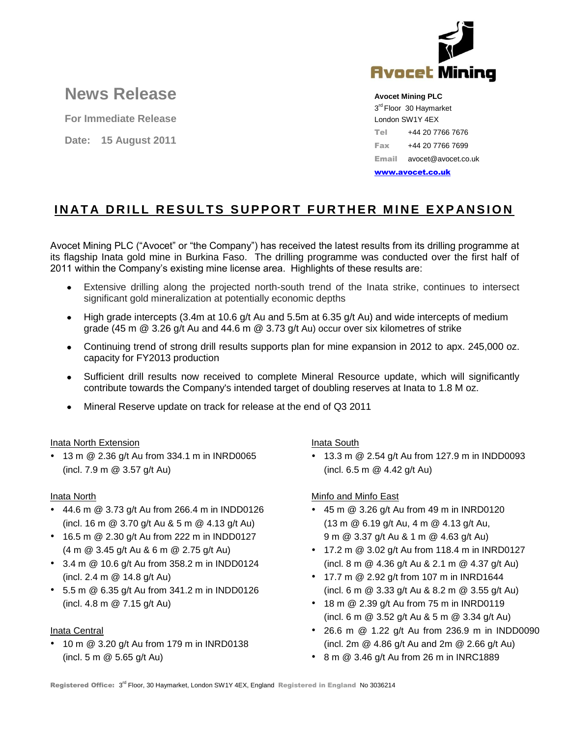# News Release

**For Immediate Release**

**Date: 15 August 2011**

Avocet Mining

**Avocet Mining PLC**
3rd Floor 30 Haymarket
London SW1Y 4EX
**Tel** +44 20 7766 7676
**Fax** +44 20 7766 7699
**Email** avocet@avocet.co.uk
**www.avocet.co.uk**

## INATA DRILL RESULTS SUPPORT FURTHER MINE EXPANSION

Avocet Mining PLC ("Avocet" or "the Company") has received the latest results from its drilling programme at its flagship Inata gold mine in Burkina Faso. The drilling programme was conducted over the first half of 2011 within the Company's existing mine license area. Highlights of these results are:

- Extensive drilling along the projected north-south trend of the Inata strike, continues to intersect significant gold mineralization at potentially economic depths
- High grade intercepts (3.4m at 10.6 g/t Au and 5.5m at 6.35 g/t Au) and wide intercepts of medium grade (45 m @ 3.26 g/t Au and 44.6 m @ 3.73 g/t Au) occur over six kilometres of strike
- Continuing trend of strong drill results supports plan for mine expansion in 2012 to apx. 245,000 oz. capacity for FY2013 production
- Sufficient drill results now received to complete Mineral Resource update, which will significantly contribute towards the Company's intended target of doubling reserves at Inata to 1.8 M oz.
- Mineral Reserve update on track for release at the end of Q3 2011

Inata North Extension

- 13 m @ 2.36 g/t Au from 334.1 m in INRD0065 (incl. 7.9 m @ 3.57 g/t Au)

Inata North

- 44.6 m @ 3.73 g/t Au from 266.4 m in INDD0126 (incl. 16 m @ 3.70 g/t Au & 5 m @ 4.13 g/t Au)
- 16.5 m @ 2.30 g/t Au from 222 m in INDD0127 (4 m @ 3.45 g/t Au & 6 m @ 2.75 g/t Au)
- 3.4 m @ 10.6 g/t Au from 358.2 m in INDD0124 (incl. 2.4 m @ 14.8 g/t Au)
- 5.5 m @ 6.35 g/t Au from 341.2 m in INDD0126 (incl. 4.8 m @ 7.15 g/t Au)

Inata Central

- 10 m @ 3.20 g/t Au from 179 m in INRD0138 (incl. 5 m @ 5.65 g/t Au)

Inata South

- 13.3 m @ 2.54 g/t Au from 127.9 m in INDD0093 (incl. 6.5 m @ 4.42 g/t Au)

Minfo and Minfo East

- 45 m @ 3.26 g/t Au from 49 m in INRD0120 (13 m @ 6.19 g/t Au, 4 m @ 4.13 g/t Au, 9 m @ 3.37 g/t Au & 1 m @ 4.63 g/t Au)
- 17.2 m @ 3.02 g/t Au from 118.4 m in INRD0127 (incl. 8 m @ 4.36 g/t Au & 2.1 m @ 4.37 g/t Au)
- 17.7 m @ 2.92 g/t from 107 m in INRD1644 (incl. 6 m @ 3.33 g/t Au & 8.2 m @ 3.55 g/t Au)
- 18 m @ 2.39 g/t Au from 75 m in INRD0119 (incl. 6 m @ 3.52 g/t Au & 5 m @ 3.34 g/t Au)
- 26.6 m @ 1.22 g/t Au from 236.9 m in INDD0090 (incl. 2m @ 4.86 g/t Au and 2m @ 2.66 g/t Au)
- 8 m @ 3.46 g/t Au from 26 m in INRC1889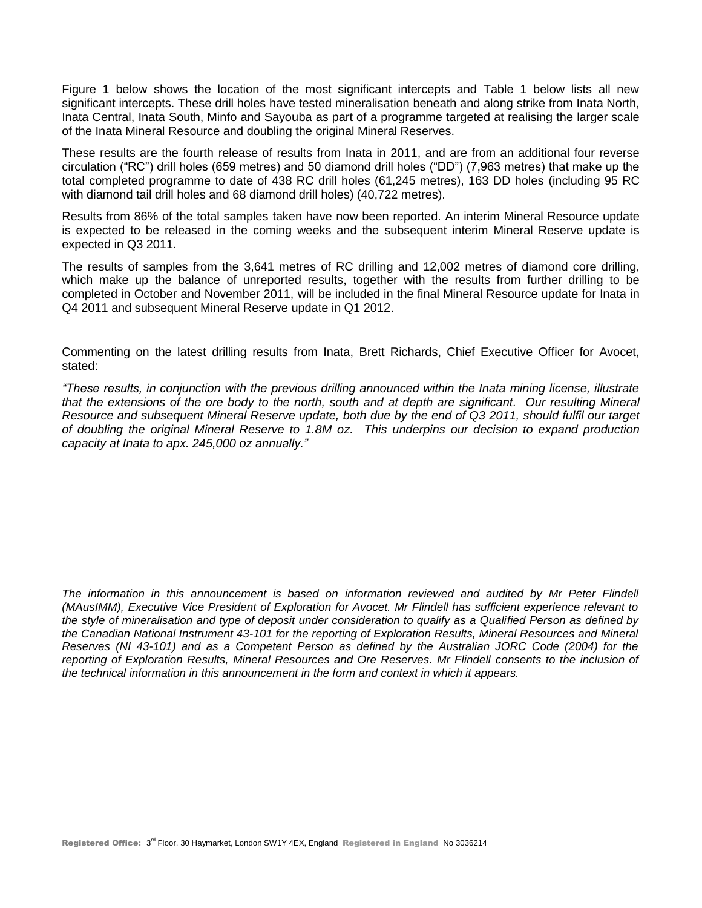Figure 1 below shows the location of the most significant intercepts and Table 1 below lists all new significant intercepts. These drill holes have tested mineralisation beneath and along strike from Inata North, Inata Central, Inata South, Minfo and Sayouba as part of a programme targeted at realising the larger scale of the Inata Mineral Resource and doubling the original Mineral Reserves.

These results are the fourth release of results from Inata in 2011, and are from an additional four reverse circulation ("RC") drill holes (659 metres) and 50 diamond drill holes ("DD") (7,963 metres) that make up the total completed programme to date of 438 RC drill holes (61,245 metres), 163 DD holes (including 95 RC with diamond tail drill holes and 68 diamond drill holes) (40,722 metres).

Results from 86% of the total samples taken have now been reported. An interim Mineral Resource update is expected to be released in the coming weeks and the subsequent interim Mineral Reserve update is expected in Q3 2011.

The results of samples from the 3,641 metres of RC drilling and 12,002 metres of diamond core drilling, which make up the balance of unreported results, together with the results from further drilling to be completed in October and November 2011, will be included in the final Mineral Resource update for Inata in Q4 2011 and subsequent Mineral Reserve update in Q1 2012.

Commenting on the latest drilling results from Inata, Brett Richards, Chief Executive Officer for Avocet, stated:

*"These results, in conjunction with the previous drilling announced within the Inata mining license, illustrate that the extensions of the ore body to the north, south and at depth are significant. Our resulting Mineral Resource and subsequent Mineral Reserve update, both due by the end of Q3 2011, should fulfil our target of doubling the original Mineral Reserve to 1.8M oz. This underpins our decision to expand production capacity at Inata to apx. 245,000 oz annually."*

*The information in this announcement is based on information reviewed and audited by Mr Peter Flindell (MAusIMM), Executive Vice President of Exploration for Avocet. Mr Flindell has sufficient experience relevant to the style of mineralisation and type of deposit under consideration to qualify as a Qualified Person as defined by the Canadian National Instrument 43-101 for the reporting of Exploration Results, Mineral Resources and Mineral Reserves (NI 43-101) and as a Competent Person as defined by the Australian JORC Code (2004) for the reporting of Exploration Results, Mineral Resources and Ore Reserves. Mr Flindell consents to the inclusion of the technical information in this announcement in the form and context in which it appears.*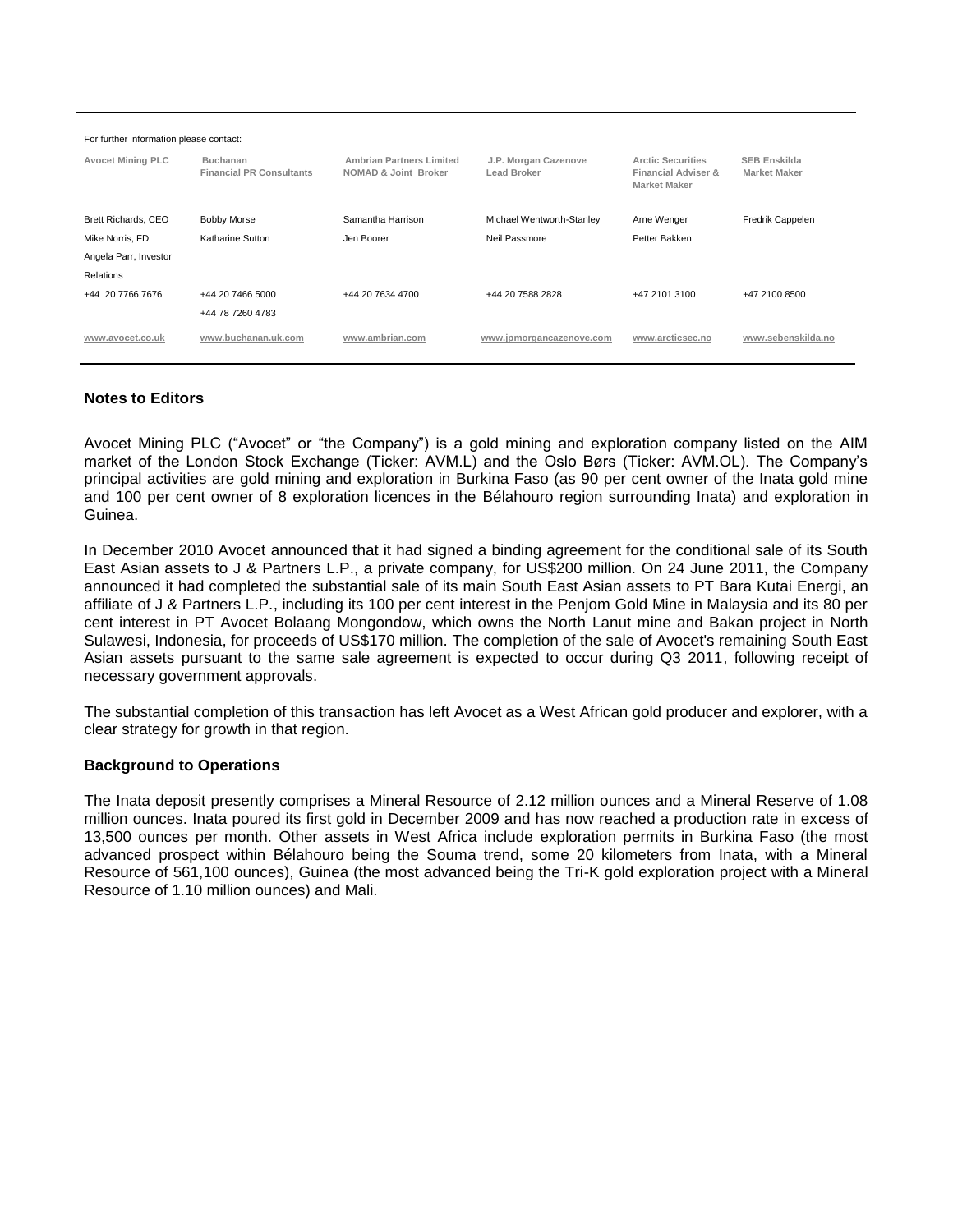For further information please contact:

| Avocet Mining PLC | Buchanan Financial PR Consultants | Ambrian Partners Limited NOMAD & Joint Broker | J.P. Morgan Cazenove Lead Broker | Arctic Securities Financial Adviser & Market Maker | SEB Enskilda Market Maker |
|---|---|---|---|---|---|
| Brett Richards, CEO | Bobby Morse | Samantha Harrison | Michael Wentworth-Stanley | Arne Wenger | Fredrik Cappelen |
| Mike Norris, FD | Katharine Sutton | Jen Boorer | Neil Passmore | Petter Bakken | |
| Angela Parr, Investor Relations | | | | | |
| +44 20 7766 7676 | +44 20 7466 5000<br>+44 78 7260 4783 | +44 20 7634 4700 | +44 20 7588 2828 | +47 2101 3100 | +47 2100 8500 |
| www.avocet.co.uk | www.buchanan.uk.com | www.ambrian.com | www.jpmorgancazenove.com | www.arcticsec.no | www.sebenskilda.no |

**Notes to Editors**

Avocet Mining PLC ("Avocet" or "the Company") is a gold mining and exploration company listed on the AIM market of the London Stock Exchange (Ticker: AVM.L) and the Oslo Børs (Ticker: AVM.OL). The Company's principal activities are gold mining and exploration in Burkina Faso (as 90 per cent owner of the Inata gold mine and 100 per cent owner of 8 exploration licences in the Bélahouro region surrounding Inata) and exploration in Guinea.

In December 2010 Avocet announced that it had signed a binding agreement for the conditional sale of its South East Asian assets to J & Partners L.P., a private company, for US$200 million. On 24 June 2011, the Company announced it had completed the substantial sale of its main South East Asian assets to PT Bara Kutai Energi, an affiliate of J & Partners L.P., including its 100 per cent interest in the Penjom Gold Mine in Malaysia and its 80 per cent interest in PT Avocet Bolaang Mongondow, which owns the North Lanut mine and Bakan project in North Sulawesi, Indonesia, for proceeds of US$170 million. The completion of the sale of Avocet's remaining South East Asian assets pursuant to the same sale agreement is expected to occur during Q3 2011, following receipt of necessary government approvals.

The substantial completion of this transaction has left Avocet as a West African gold producer and explorer, with a clear strategy for growth in that region.

**Background to Operations**

The Inata deposit presently comprises a Mineral Resource of 2.12 million ounces and a Mineral Reserve of 1.08 million ounces. Inata poured its first gold in December 2009 and has now reached a production rate in excess of 13,500 ounces per month. Other assets in West Africa include exploration permits in Burkina Faso (the most advanced prospect within Bélahouro being the Souma trend, some 20 kilometers from Inata, with a Mineral Resource of 561,100 ounces), Guinea (the most advanced being the Tri-K gold exploration project with a Mineral Resource of 1.10 million ounces) and Mali.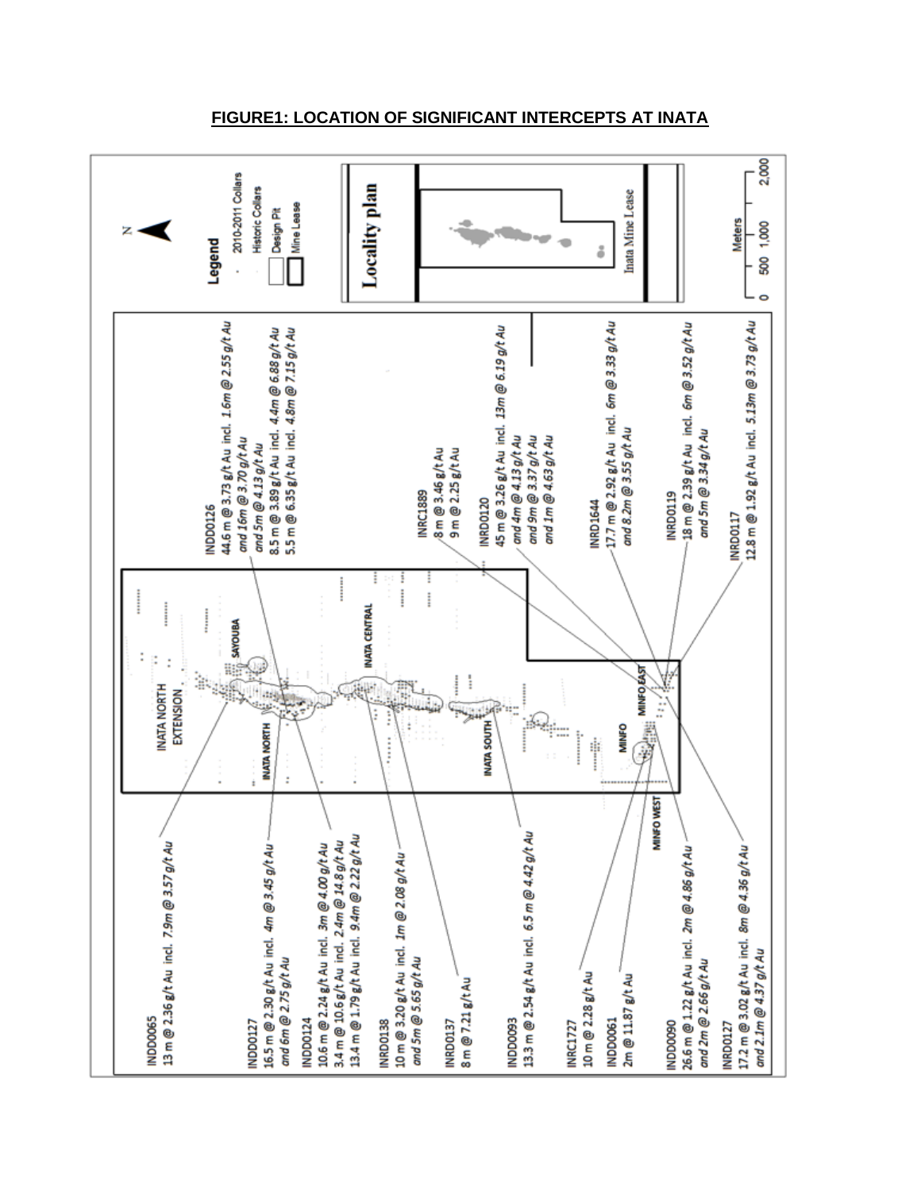**FIGURE1: LOCATION OF SIGNIFICANT INTERCEPTS AT INATA**

Legend
- 2010-2011 Collars
- Historic Collars
- Design Pit
- Mine Lease

Locality plan

Inata Mine Lease

Meters: 0, 500, 1,000, 2,000

INATA NORTH EXTENSION, INATA NORTH, SAYOUBA, INATA CENTRAL, INATA SOUTH, MINFO, MINFO EAST, MINFO WEST

INDD0065
13 m @ 2.36 g/t Au incl. 7.9m @ 3.57 g/t Au

INDD0127
16.5 m @ 2.30 g/t Au incl. 4m @ 3.45 g/t Au
*and 6m @ 2.75 g/t Au*

INDD0124
10.6 m @ 2.24 g/t Au incl. 3m @ 4.00 g/t Au
3.4 m @ 10.6 g/t Au incl. 2.4m @ 14.8 g/t Au
13.4 m @ 1.79 g/t Au incl. 9.4m @ 2.22 g/t Au

INRD0138
10 m @ 3.20 g/t Au incl. 1m @ 2.08 g/t Au
*and 5m @ 5.65 g/t Au*

INRD0137
8 m @ 7.21 g/t Au

INDD0093
13.3 m @ 2.54 g/t Au incl. 6.5 m @ 4.42 g/t Au

INRC1727
10 m @ 2.28 g/t Au

INDD0061
2m @ 11.87 g/t Au

INDD0090
26.6 m @ 1.22 g/t Au incl. 2m @ 4.86 g/t Au
*and 2m @ 2.66 g/t Au*

INRD0127
17.2 m @ 3.02 g/t Au incl. 8m @ 4.36 g/t Au
*and 2.1m @ 4.37 g/t Au*

INDD0126
44.6 m @ 3.73 g/t Au incl. 1.6m @ 2.55 g/t Au
*and 16m @ 3.70 g/t Au*
*and 5m @ 4.13 g/t Au*
8.5 m @ 3.89 g/t Au incl. 4.4m @ 6.88 g/t Au
5.5 m @ 6.35 g/t Au incl. 4.8m @ 7.15 g/t Au

INRC1889
8 m @ 3.46 g/t Au
9 m @ 2.25 g/t Au

INRD0120
45 m @ 3.26 g/t Au incl. 13m @ 6.19 g/t Au
*and 4m @ 4.13 g/t Au*
*and 9m @ 3.37 g/t Au*
*and 1m @ 4.63 g/t Au*

INRD1644
17.7 m @ 2.92 g/t Au incl. 6m @ 3.33 g/t Au
*and 8.2m @ 3.55 g/t Au*

INRD0119
18 m @ 2.39 g/t Au incl. 6m @ 3.52 g/t Au
*and 5m @ 3.34 g/t Au*

INRD0117
12.8 m @ 1.92 g/t Au incl. 5.13m @ 3.73 g/t Au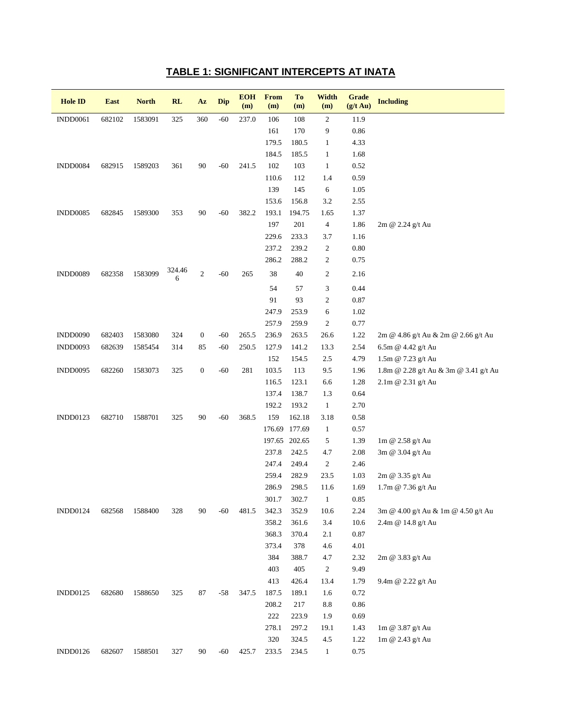## TABLE 1: SIGNIFICANT INTERCEPTS AT INATA

| Hole ID | East | North | RL | Az | Dip | EOH (m) | From (m) | To (m) | Width (m) | Grade (g/t Au) | Including |
|---|---|---|---|---|---|---|---|---|---|---|---|
| INDD0061 | 682102 | 1583091 | 325 | 360 | -60 | 237.0 | 106 | 108 | 2 | 11.9 | |
| | | | | | | | 161 | 170 | 9 | 0.86 | |
| | | | | | | | 179.5 | 180.5 | 1 | 4.33 | |
| | | | | | | | 184.5 | 185.5 | 1 | 1.68 | |
| INDD0084 | 682915 | 1589203 | 361 | 90 | -60 | 241.5 | 102 | 103 | 1 | 0.52 | |
| | | | | | | | 110.6 | 112 | 1.4 | 0.59 | |
| | | | | | | | 139 | 145 | 6 | 1.05 | |
| | | | | | | | 153.6 | 156.8 | 3.2 | 2.55 | |
| INDD0085 | 682845 | 1589300 | 353 | 90 | -60 | 382.2 | 193.1 | 194.75 | 1.65 | 1.37 | |
| | | | | | | | 197 | 201 | 4 | 1.86 | 2m @ 2.24 g/t Au |
| | | | | | | | 229.6 | 233.3 | 3.7 | 1.16 | |
| | | | | | | | 237.2 | 239.2 | 2 | 0.80 | |
| | | | | | | | 286.2 | 288.2 | 2 | 0.75 | |
| INDD0089 | 682358 | 1583099 | 324.466 | 2 | -60 | 265 | 38 | 40 | 2 | 2.16 | |
| | | | | | | | 54 | 57 | 3 | 0.44 | |
| | | | | | | | 91 | 93 | 2 | 0.87 | |
| | | | | | | | 247.9 | 253.9 | 6 | 1.02 | |
| | | | | | | | 257.9 | 259.9 | 2 | 0.77 | |
| INDD0090 | 682403 | 1583080 | 324 | 0 | -60 | 265.5 | 236.9 | 263.5 | 26.6 | 1.22 | 2m @ 4.86 g/t Au & 2m @ 2.66 g/t Au |
| INDD0093 | 682639 | 1585454 | 314 | 85 | -60 | 250.5 | 127.9 | 141.2 | 13.3 | 2.54 | 6.5m @ 4.42 g/t Au |
| | | | | | | | 152 | 154.5 | 2.5 | 4.79 | 1.5m @ 7.23 g/t Au |
| INDD0095 | 682260 | 1583073 | 325 | 0 | -60 | 281 | 103.5 | 113 | 9.5 | 1.96 | 1.8m @ 2.28 g/t Au & 3m @ 3.41 g/t Au |
| | | | | | | | 116.5 | 123.1 | 6.6 | 1.28 | 2.1m @ 2.31 g/t Au |
| | | | | | | | 137.4 | 138.7 | 1.3 | 0.64 | |
| | | | | | | | 192.2 | 193.2 | 1 | 2.70 | |
| INDD0123 | 682710 | 1588701 | 325 | 90 | -60 | 368.5 | 159 | 162.18 | 3.18 | 0.58 | |
| | | | | | | | 176.69 | 177.69 | 1 | 0.57 | |
| | | | | | | | 197.65 | 202.65 | 5 | 1.39 | 1m @ 2.58 g/t Au |
| | | | | | | | 237.8 | 242.5 | 4.7 | 2.08 | 3m @ 3.04 g/t Au |
| | | | | | | | 247.4 | 249.4 | 2 | 2.46 | |
| | | | | | | | 259.4 | 282.9 | 23.5 | 1.03 | 2m @ 3.35 g/t Au |
| | | | | | | | 286.9 | 298.5 | 11.6 | 1.69 | 1.7m @ 7.36 g/t Au |
| | | | | | | | 301.7 | 302.7 | 1 | 0.85 | |
| INDD0124 | 682568 | 1588400 | 328 | 90 | -60 | 481.5 | 342.3 | 352.9 | 10.6 | 2.24 | 3m @ 4.00 g/t Au & 1m @ 4.50 g/t Au |
| | | | | | | | 358.2 | 361.6 | 3.4 | 10.6 | 2.4m @ 14.8 g/t Au |
| | | | | | | | 368.3 | 370.4 | 2.1 | 0.87 | |
| | | | | | | | 373.4 | 378 | 4.6 | 4.01 | |
| | | | | | | | 384 | 388.7 | 4.7 | 2.32 | 2m @ 3.83 g/t Au |
| | | | | | | | 403 | 405 | 2 | 9.49 | |
| | | | | | | | 413 | 426.4 | 13.4 | 1.79 | 9.4m @ 2.22 g/t Au |
| INDD0125 | 682680 | 1588650 | 325 | 87 | -58 | 347.5 | 187.5 | 189.1 | 1.6 | 0.72 | |
| | | | | | | | 208.2 | 217 | 8.8 | 0.86 | |
| | | | | | | | 222 | 223.9 | 1.9 | 0.69 | |
| | | | | | | | 278.1 | 297.2 | 19.1 | 1.43 | 1m @ 3.87 g/t Au |
| | | | | | | | 320 | 324.5 | 4.5 | 1.22 | 1m @ 2.43 g/t Au |
| INDD0126 | 682607 | 1588501 | 327 | 90 | -60 | 425.7 | 233.5 | 234.5 | 1 | 0.75 | |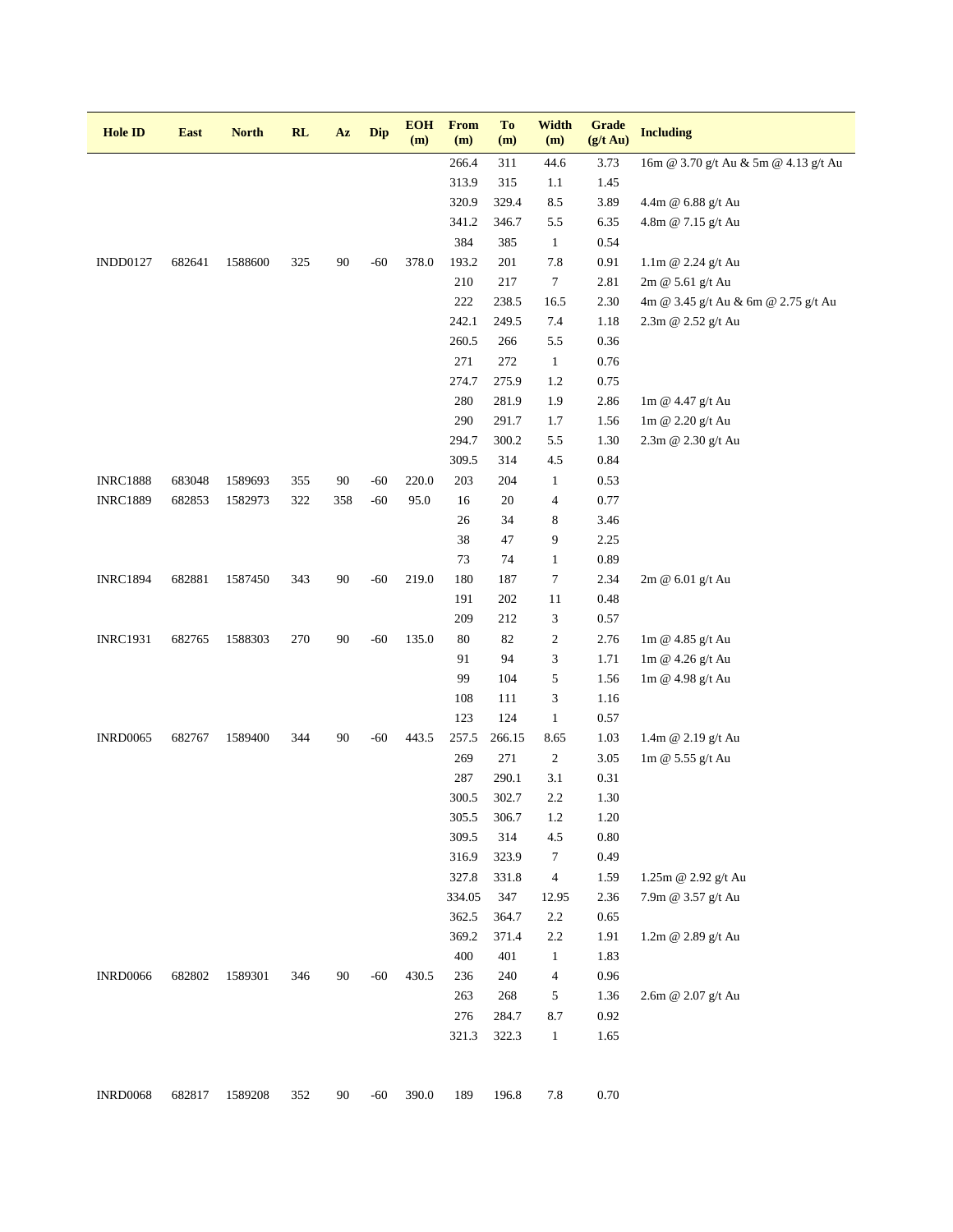| Hole ID | East | North | RL | Az | Dip | EOH (m) | From (m) | To (m) | Width (m) | Grade (g/t Au) | Including |
|---|---|---|---|---|---|---|---|---|---|---|---|
| | | | | | | | 266.4 | 311 | 44.6 | 3.73 | 16m @ 3.70 g/t Au & 5m @ 4.13 g/t Au |
| | | | | | | | 313.9 | 315 | 1.1 | 1.45 | |
| | | | | | | | 320.9 | 329.4 | 8.5 | 3.89 | 4.4m @ 6.88 g/t Au |
| | | | | | | | 341.2 | 346.7 | 5.5 | 6.35 | 4.8m @ 7.15 g/t Au |
| | | | | | | | 384 | 385 | 1 | 0.54 | |
| INDD0127 | 682641 | 1588600 | 325 | 90 | -60 | 378.0 | 193.2 | 201 | 7.8 | 0.91 | 1.1m @ 2.24 g/t Au |
| | | | | | | | 210 | 217 | 7 | 2.81 | 2m @ 5.61 g/t Au |
| | | | | | | | 222 | 238.5 | 16.5 | 2.30 | 4m @ 3.45 g/t Au & 6m @ 2.75 g/t Au |
| | | | | | | | 242.1 | 249.5 | 7.4 | 1.18 | 2.3m @ 2.52 g/t Au |
| | | | | | | | 260.5 | 266 | 5.5 | 0.36 | |
| | | | | | | | 271 | 272 | 1 | 0.76 | |
| | | | | | | | 274.7 | 275.9 | 1.2 | 0.75 | |
| | | | | | | | 280 | 281.9 | 1.9 | 2.86 | 1m @ 4.47 g/t Au |
| | | | | | | | 290 | 291.7 | 1.7 | 1.56 | 1m @ 2.20 g/t Au |
| | | | | | | | 294.7 | 300.2 | 5.5 | 1.30 | 2.3m @ 2.30 g/t Au |
| | | | | | | | 309.5 | 314 | 4.5 | 0.84 | |
| INRC1888 | 683048 | 1589693 | 355 | 90 | -60 | 220.0 | 203 | 204 | 1 | 0.53 | |
| INRC1889 | 682853 | 1582973 | 322 | 358 | -60 | 95.0 | 16 | 20 | 4 | 0.77 | |
| | | | | | | | 26 | 34 | 8 | 3.46 | |
| | | | | | | | 38 | 47 | 9 | 2.25 | |
| | | | | | | | 73 | 74 | 1 | 0.89 | |
| INRC1894 | 682881 | 1587450 | 343 | 90 | -60 | 219.0 | 180 | 187 | 7 | 2.34 | 2m @ 6.01 g/t Au |
| | | | | | | | 191 | 202 | 11 | 0.48 | |
| | | | | | | | 209 | 212 | 3 | 0.57 | |
| INRC1931 | 682765 | 1588303 | 270 | 90 | -60 | 135.0 | 80 | 82 | 2 | 2.76 | 1m @ 4.85 g/t Au |
| | | | | | | | 91 | 94 | 3 | 1.71 | 1m @ 4.26 g/t Au |
| | | | | | | | 99 | 104 | 5 | 1.56 | 1m @ 4.98 g/t Au |
| | | | | | | | 108 | 111 | 3 | 1.16 | |
| | | | | | | | 123 | 124 | 1 | 0.57 | |
| INRD0065 | 682767 | 1589400 | 344 | 90 | -60 | 443.5 | 257.5 | 266.15 | 8.65 | 1.03 | 1.4m @ 2.19 g/t Au |
| | | | | | | | 269 | 271 | 2 | 3.05 | 1m @ 5.55 g/t Au |
| | | | | | | | 287 | 290.1 | 3.1 | 0.31 | |
| | | | | | | | 300.5 | 302.7 | 2.2 | 1.30 | |
| | | | | | | | 305.5 | 306.7 | 1.2 | 1.20 | |
| | | | | | | | 309.5 | 314 | 4.5 | 0.80 | |
| | | | | | | | 316.9 | 323.9 | 7 | 0.49 | |
| | | | | | | | 327.8 | 331.8 | 4 | 1.59 | 1.25m @ 2.92 g/t Au |
| | | | | | | | 334.05 | 347 | 12.95 | 2.36 | 7.9m @ 3.57 g/t Au |
| | | | | | | | 362.5 | 364.7 | 2.2 | 0.65 | |
| | | | | | | | 369.2 | 371.4 | 2.2 | 1.91 | 1.2m @ 2.89 g/t Au |
| | | | | | | | 400 | 401 | 1 | 1.83 | |
| INRD0066 | 682802 | 1589301 | 346 | 90 | -60 | 430.5 | 236 | 240 | 4 | 0.96 | |
| | | | | | | | 263 | 268 | 5 | 1.36 | 2.6m @ 2.07 g/t Au |
| | | | | | | | 276 | 284.7 | 8.7 | 0.92 | |
| | | | | | | | 321.3 | 322.3 | 1 | 1.65 | |
| INRD0068 | 682817 | 1589208 | 352 | 90 | -60 | 390.0 | 189 | 196.8 | 7.8 | 0.70 | |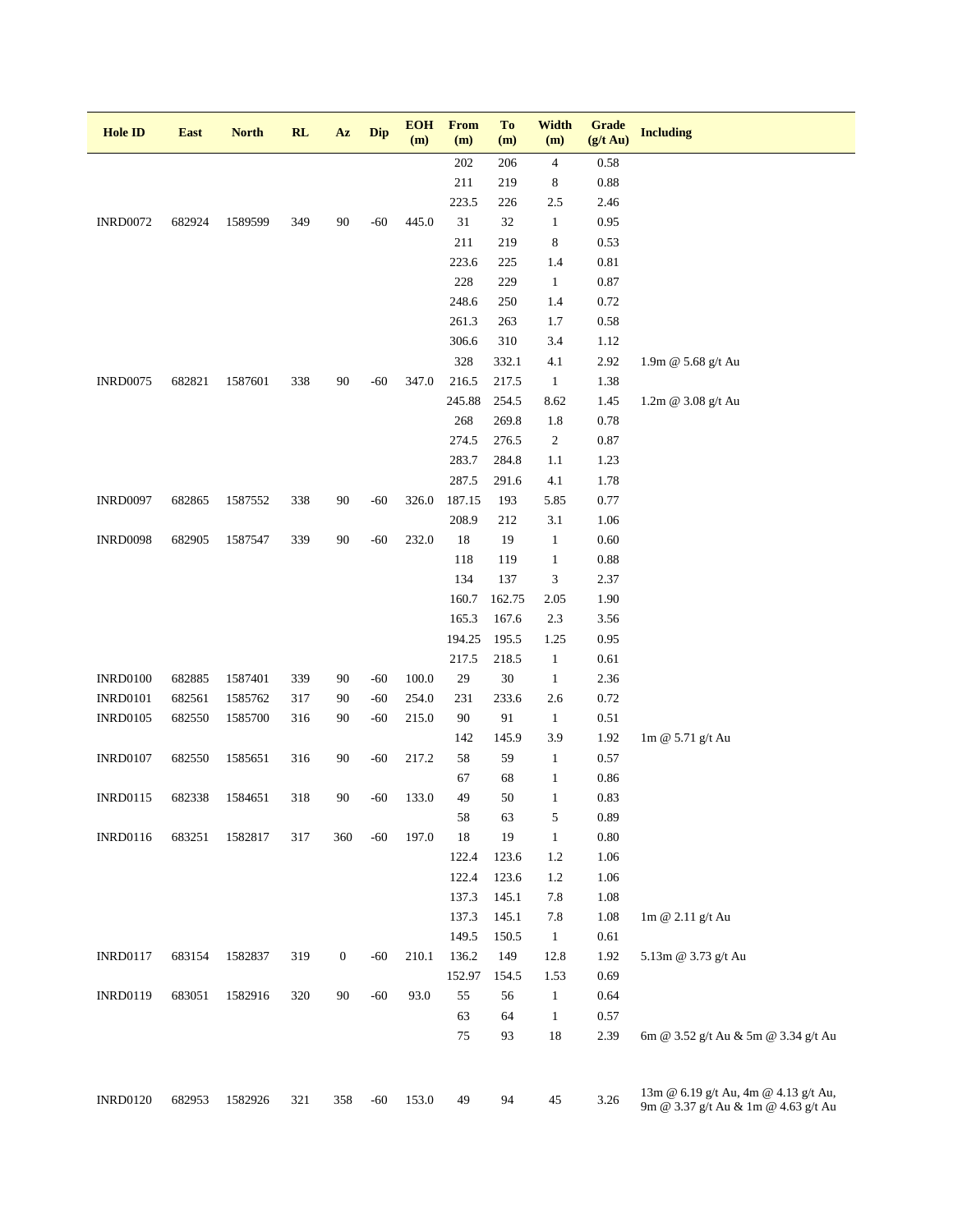| Hole ID | East | North | RL | Az | Dip | EOH (m) | From (m) | To (m) | Width (m) | Grade (g/t Au) | Including |
|---|---|---|---|---|---|---|---|---|---|---|---|
| | | | | | | | 202 | 206 | 4 | 0.58 | |
| | | | | | | | 211 | 219 | 8 | 0.88 | |
| | | | | | | | 223.5 | 226 | 2.5 | 2.46 | |
| INRD0072 | 682924 | 1589599 | 349 | 90 | -60 | 445.0 | 31 | 32 | 1 | 0.95 | |
| | | | | | | | 211 | 219 | 8 | 0.53 | |
| | | | | | | | 223.6 | 225 | 1.4 | 0.81 | |
| | | | | | | | 228 | 229 | 1 | 0.87 | |
| | | | | | | | 248.6 | 250 | 1.4 | 0.72 | |
| | | | | | | | 261.3 | 263 | 1.7 | 0.58 | |
| | | | | | | | 306.6 | 310 | 3.4 | 1.12 | |
| | | | | | | | 328 | 332.1 | 4.1 | 2.92 | 1.9m @ 5.68 g/t Au |
| INRD0075 | 682821 | 1587601 | 338 | 90 | -60 | 347.0 | 216.5 | 217.5 | 1 | 1.38 | |
| | | | | | | | 245.88 | 254.5 | 8.62 | 1.45 | 1.2m @ 3.08 g/t Au |
| | | | | | | | 268 | 269.8 | 1.8 | 0.78 | |
| | | | | | | | 274.5 | 276.5 | 2 | 0.87 | |
| | | | | | | | 283.7 | 284.8 | 1.1 | 1.23 | |
| | | | | | | | 287.5 | 291.6 | 4.1 | 1.78 | |
| INRD0097 | 682865 | 1587552 | 338 | 90 | -60 | 326.0 | 187.15 | 193 | 5.85 | 0.77 | |
| | | | | | | | 208.9 | 212 | 3.1 | 1.06 | |
| INRD0098 | 682905 | 1587547 | 339 | 90 | -60 | 232.0 | 18 | 19 | 1 | 0.60 | |
| | | | | | | | 118 | 119 | 1 | 0.88 | |
| | | | | | | | 134 | 137 | 3 | 2.37 | |
| | | | | | | | 160.7 | 162.75 | 2.05 | 1.90 | |
| | | | | | | | 165.3 | 167.6 | 2.3 | 3.56 | |
| | | | | | | | 194.25 | 195.5 | 1.25 | 0.95 | |
| | | | | | | | 217.5 | 218.5 | 1 | 0.61 | |
| INRD0100 | 682885 | 1587401 | 339 | 90 | -60 | 100.0 | 29 | 30 | 1 | 2.36 | |
| INRD0101 | 682561 | 1585762 | 317 | 90 | -60 | 254.0 | 231 | 233.6 | 2.6 | 0.72 | |
| INRD0105 | 682550 | 1585700 | 316 | 90 | -60 | 215.0 | 90 | 91 | 1 | 0.51 | |
| | | | | | | | 142 | 145.9 | 3.9 | 1.92 | 1m @ 5.71 g/t Au |
| INRD0107 | 682550 | 1585651 | 316 | 90 | -60 | 217.2 | 58 | 59 | 1 | 0.57 | |
| | | | | | | | 67 | 68 | 1 | 0.86 | |
| INRD0115 | 682338 | 1584651 | 318 | 90 | -60 | 133.0 | 49 | 50 | 1 | 0.83 | |
| | | | | | | | 58 | 63 | 5 | 0.89 | |
| INRD0116 | 683251 | 1582817 | 317 | 360 | -60 | 197.0 | 18 | 19 | 1 | 0.80 | |
| | | | | | | | 122.4 | 123.6 | 1.2 | 1.06 | |
| | | | | | | | 122.4 | 123.6 | 1.2 | 1.06 | |
| | | | | | | | 137.3 | 145.1 | 7.8 | 1.08 | |
| | | | | | | | 137.3 | 145.1 | 7.8 | 1.08 | 1m @ 2.11 g/t Au |
| | | | | | | | 149.5 | 150.5 | 1 | 0.61 | |
| INRD0117 | 683154 | 1582837 | 319 | 0 | -60 | 210.1 | 136.2 | 149 | 12.8 | 1.92 | 5.13m @ 3.73 g/t Au |
| | | | | | | | 152.97 | 154.5 | 1.53 | 0.69 | |
| INRD0119 | 683051 | 1582916 | 320 | 90 | -60 | 93.0 | 55 | 56 | 1 | 0.64 | |
| | | | | | | | 63 | 64 | 1 | 0.57 | |
| | | | | | | | 75 | 93 | 18 | 2.39 | 6m @ 3.52 g/t Au & 5m @ 3.34 g/t Au |
| INRD0120 | 682953 | 1582926 | 321 | 358 | -60 | 153.0 | 49 | 94 | 45 | 3.26 | 13m @ 6.19 g/t Au, 4m @ 4.13 g/t Au, 9m @ 3.37 g/t Au & 1m @ 4.63 g/t Au |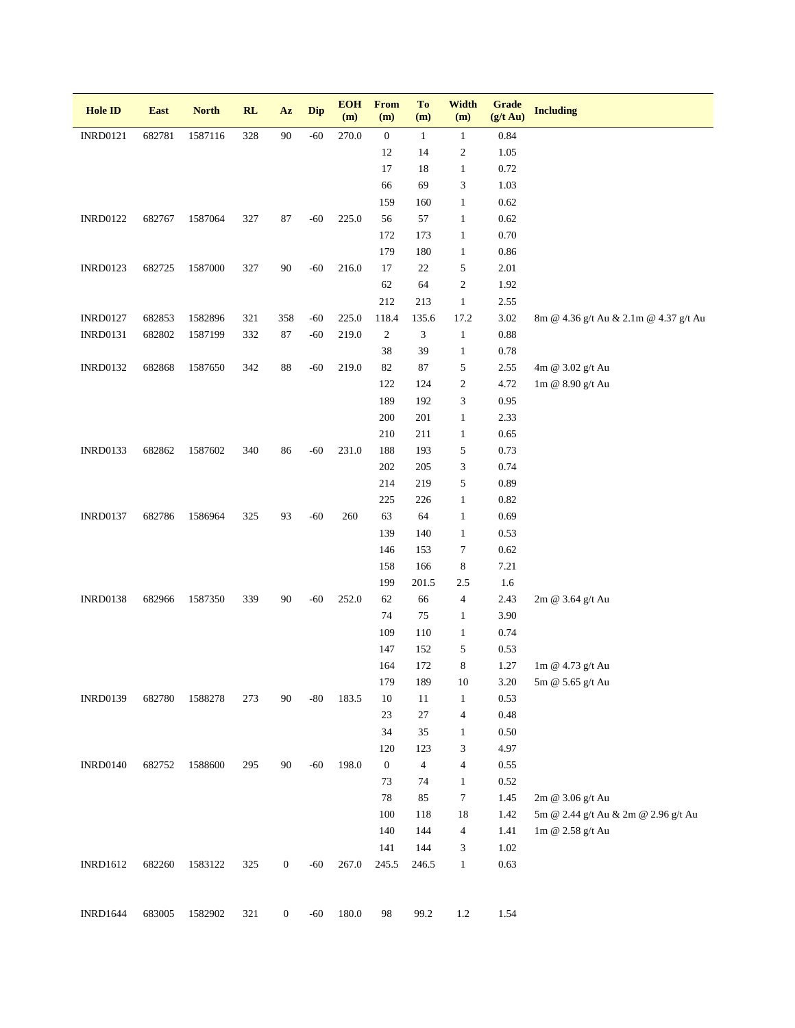| Hole ID | East | North | RL | Az | Dip | EOH (m) | From (m) | To (m) | Width (m) | Grade (g/t Au) | Including |
|---|---|---|---|---|---|---|---|---|---|---|---|
| INRD0121 | 682781 | 1587116 | 328 | 90 | -60 | 270.0 | 0 | 1 | 1 | 0.84 | |
| | | | | | | | 12 | 14 | 2 | 1.05 | |
| | | | | | | | 17 | 18 | 1 | 0.72 | |
| | | | | | | | 66 | 69 | 3 | 1.03 | |
| | | | | | | | 159 | 160 | 1 | 0.62 | |
| INRD0122 | 682767 | 1587064 | 327 | 87 | -60 | 225.0 | 56 | 57 | 1 | 0.62 | |
| | | | | | | | 172 | 173 | 1 | 0.70 | |
| | | | | | | | 179 | 180 | 1 | 0.86 | |
| INRD0123 | 682725 | 1587000 | 327 | 90 | -60 | 216.0 | 17 | 22 | 5 | 2.01 | |
| | | | | | | | 62 | 64 | 2 | 1.92 | |
| | | | | | | | 212 | 213 | 1 | 2.55 | |
| INRD0127 | 682853 | 1582896 | 321 | 358 | -60 | 225.0 | 118.4 | 135.6 | 17.2 | 3.02 | 8m @ 4.36 g/t Au & 2.1m @ 4.37 g/t Au |
| INRD0131 | 682802 | 1587199 | 332 | 87 | -60 | 219.0 | 2 | 3 | 1 | 0.88 | |
| | | | | | | | 38 | 39 | 1 | 0.78 | |
| INRD0132 | 682868 | 1587650 | 342 | 88 | -60 | 219.0 | 82 | 87 | 5 | 2.55 | 4m @ 3.02 g/t Au |
| | | | | | | | 122 | 124 | 2 | 4.72 | 1m @ 8.90 g/t Au |
| | | | | | | | 189 | 192 | 3 | 0.95 | |
| | | | | | | | 200 | 201 | 1 | 2.33 | |
| | | | | | | | 210 | 211 | 1 | 0.65 | |
| INRD0133 | 682862 | 1587602 | 340 | 86 | -60 | 231.0 | 188 | 193 | 5 | 0.73 | |
| | | | | | | | 202 | 205 | 3 | 0.74 | |
| | | | | | | | 214 | 219 | 5 | 0.89 | |
| | | | | | | | 225 | 226 | 1 | 0.82 | |
| INRD0137 | 682786 | 1586964 | 325 | 93 | -60 | 260 | 63 | 64 | 1 | 0.69 | |
| | | | | | | | 139 | 140 | 1 | 0.53 | |
| | | | | | | | 146 | 153 | 7 | 0.62 | |
| | | | | | | | 158 | 166 | 8 | 7.21 | |
| | | | | | | | 199 | 201.5 | 2.5 | 1.6 | |
| INRD0138 | 682966 | 1587350 | 339 | 90 | -60 | 252.0 | 62 | 66 | 4 | 2.43 | 2m @ 3.64 g/t Au |
| | | | | | | | 74 | 75 | 1 | 3.90 | |
| | | | | | | | 109 | 110 | 1 | 0.74 | |
| | | | | | | | 147 | 152 | 5 | 0.53 | |
| | | | | | | | 164 | 172 | 8 | 1.27 | 1m @ 4.73 g/t Au |
| | | | | | | | 179 | 189 | 10 | 3.20 | 5m @ 5.65 g/t Au |
| INRD0139 | 682780 | 1588278 | 273 | 90 | -80 | 183.5 | 10 | 11 | 1 | 0.53 | |
| | | | | | | | 23 | 27 | 4 | 0.48 | |
| | | | | | | | 34 | 35 | 1 | 0.50 | |
| | | | | | | | 120 | 123 | 3 | 4.97 | |
| INRD0140 | 682752 | 1588600 | 295 | 90 | -60 | 198.0 | 0 | 4 | 4 | 0.55 | |
| | | | | | | | 73 | 74 | 1 | 0.52 | |
| | | | | | | | 78 | 85 | 7 | 1.45 | 2m @ 3.06 g/t Au |
| | | | | | | | 100 | 118 | 18 | 1.42 | 5m @ 2.44 g/t Au & 2m @ 2.96 g/t Au |
| | | | | | | | 140 | 144 | 4 | 1.41 | 1m @ 2.58 g/t Au |
| | | | | | | | 141 | 144 | 3 | 1.02 | |
| INRD1612 | 682260 | 1583122 | 325 | 0 | -60 | 267.0 | 245.5 | 246.5 | 1 | 0.63 | |
| INRD1644 | 683005 | 1582902 | 321 | 0 | -60 | 180.0 | 98 | 99.2 | 1.2 | 1.54 | |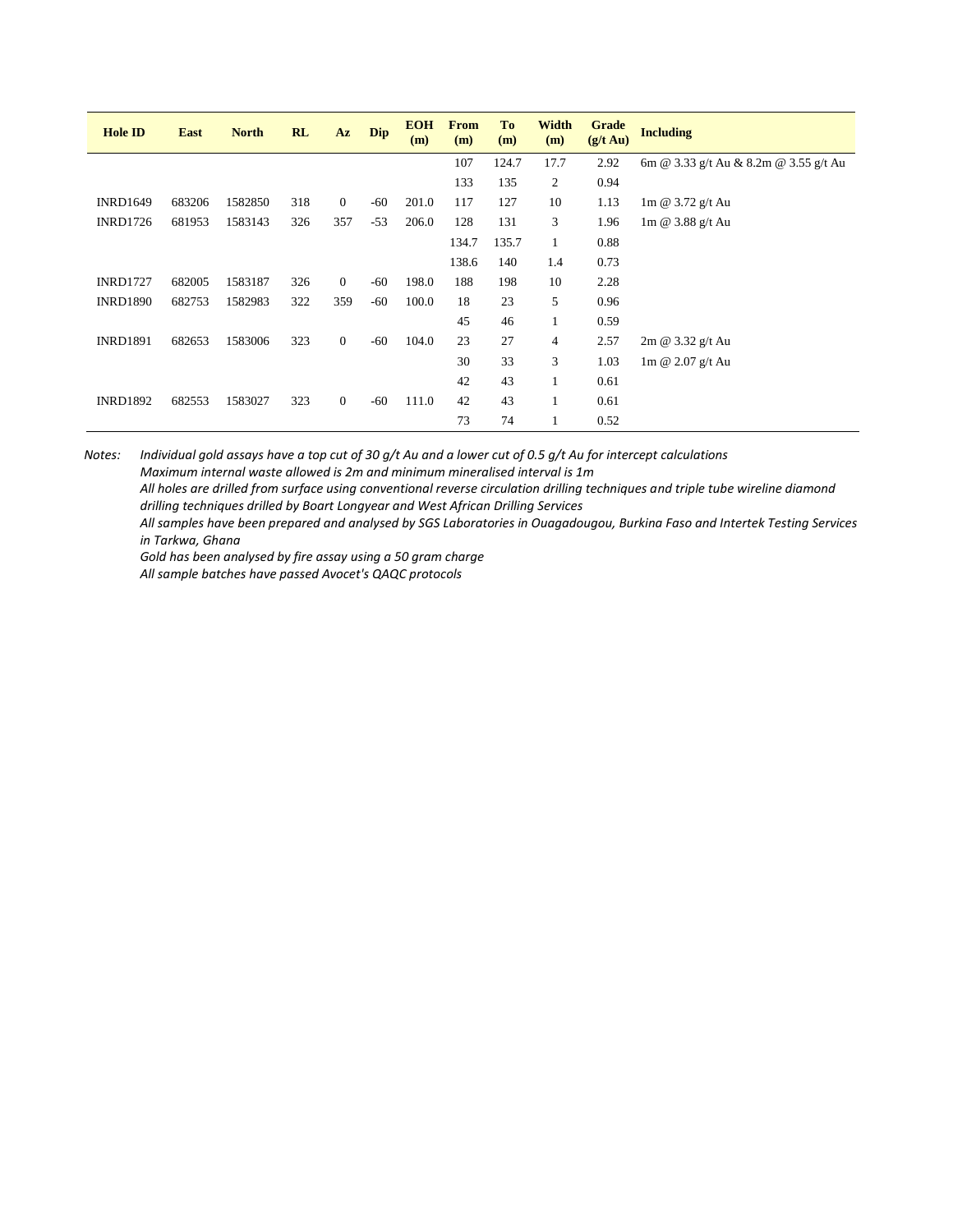| Hole ID | East | North | RL | Az | Dip | EOH (m) | From (m) | To (m) | Width (m) | Grade (g/t Au) | Including |
|---|---|---|---|---|---|---|---|---|---|---|---|
| | | | | | | | 107 | 124.7 | 17.7 | 2.92 | 6m @ 3.33 g/t Au & 8.2m @ 3.55 g/t Au |
| | | | | | | | 133 | 135 | 2 | 0.94 | |
| INRD1649 | 683206 | 1582850 | 318 | 0 | -60 | 201.0 | 117 | 127 | 10 | 1.13 | 1m @ 3.72 g/t Au |
| INRD1726 | 681953 | 1583143 | 326 | 357 | -53 | 206.0 | 128 | 131 | 3 | 1.96 | 1m @ 3.88 g/t Au |
| | | | | | | | 134.7 | 135.7 | 1 | 0.88 | |
| | | | | | | | 138.6 | 140 | 1.4 | 0.73 | |
| INRD1727 | 682005 | 1583187 | 326 | 0 | -60 | 198.0 | 188 | 198 | 10 | 2.28 | |
| INRD1890 | 682753 | 1582983 | 322 | 359 | -60 | 100.0 | 18 | 23 | 5 | 0.96 | |
| | | | | | | | 45 | 46 | 1 | 0.59 | |
| INRD1891 | 682653 | 1583006 | 323 | 0 | -60 | 104.0 | 23 | 27 | 4 | 2.57 | 2m @ 3.32 g/t Au |
| | | | | | | | 30 | 33 | 3 | 1.03 | 1m @ 2.07 g/t Au |
| | | | | | | | 42 | 43 | 1 | 0.61 | |
| INRD1892 | 682553 | 1583027 | 323 | 0 | -60 | 111.0 | 42 | 43 | 1 | 0.61 | |
| | | | | | | | 73 | 74 | 1 | 0.52 | |

*Notes:*

*Individual gold assays have a top cut of 30 g/t Au and a lower cut of 0.5 g/t Au for intercept calculations*

*Maximum internal waste allowed is 2m and minimum mineralised interval is 1m*

*All holes are drilled from surface using conventional reverse circulation drilling techniques and triple tube wireline diamond drilling techniques drilled by Boart Longyear and West African Drilling Services*

*All samples have been prepared and analysed by SGS Laboratories in Ouagadougou, Burkina Faso and Intertek Testing Services in Tarkwa, Ghana*

*Gold has been analysed by fire assay using a 50 gram charge*

*All sample batches have passed Avocet's QAQC protocols*